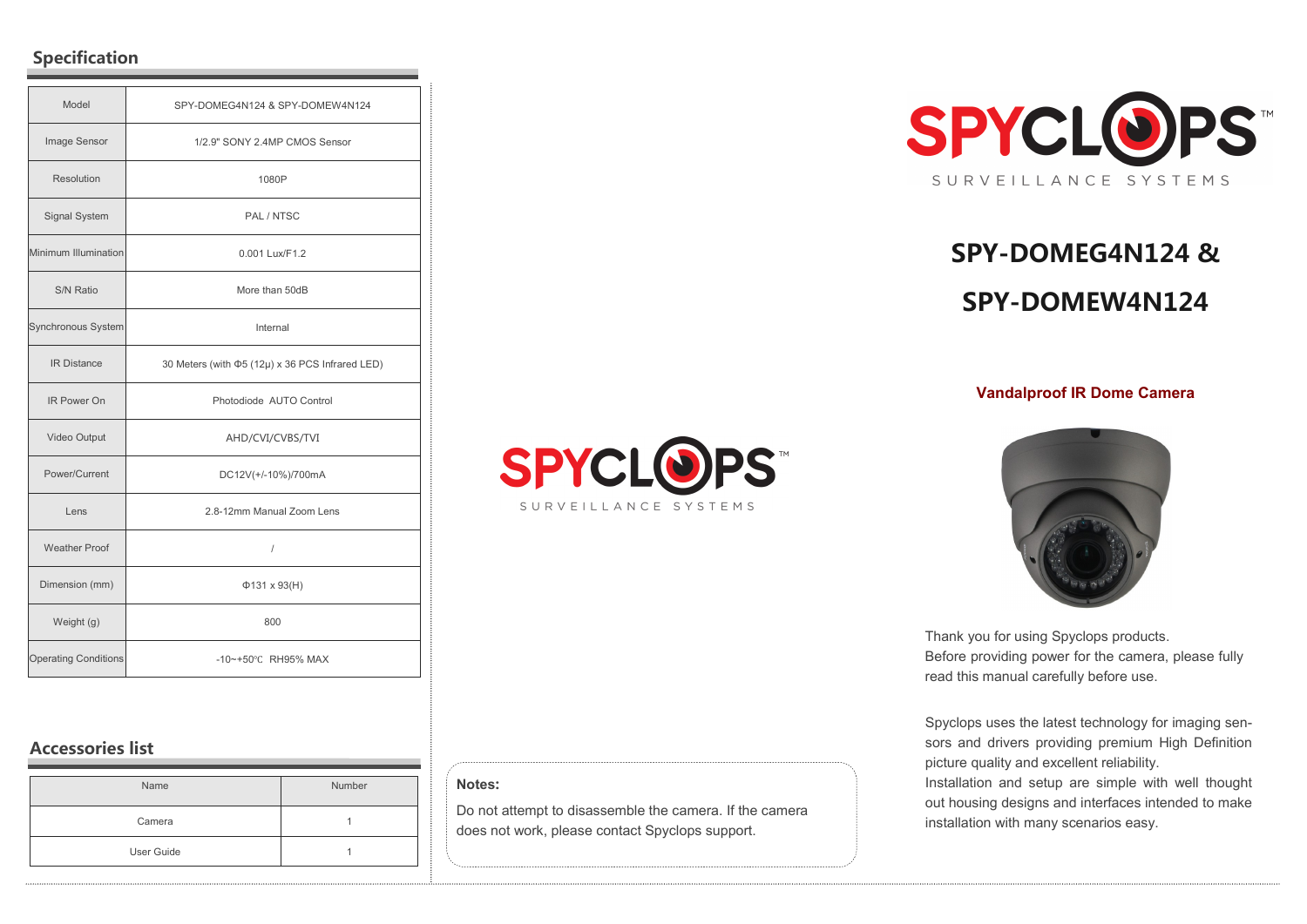## Specification

| Model | SPY-DOMEG4N124 & SPY-DOMEW4N124 |
|---|---|
| Image Sensor | 1/2.9" SONY 2.4MP CMOS Sensor |
| Resolution | 1080P |
| Signal System | PAL / NTSC |
| Minimum Illumination | 0.001 Lux/F1.2 |
| S/N Ratio | More than 50dB |
| Synchronous System | Internal |
| IR Distance | 30 Meters (with Φ5 (12μ) x 36 PCS Infrared LED) |
| IR Power On | Photodiode AUTO Control |
| Video Output | AHD/CVI/CVBS/TVI |
| Power/Current | DC12V(+/-10%)/700mA |
| Lens | 2.8-12mm Manual Zoom Lens |
| Weather Proof | / |
| Dimension (mm) | Φ131 x 93(H) |
| Weight (g) | 800 |
| Operating Conditions | -10~+50℃ RH95% MAX |

## Accessories list

| Name | Number |
|---|---|
| Camera | 1 |
| User Guide | 1 |

SPYCLOPS™
SURVEILLANCE SYSTEMS

**Notes:**

Do not attempt to disassemble the camera. If the camera does not work, please contact Spyclops support.

SPYCLOPS™
SURVEILLANCE SYSTEMS

# SPY-DOMEG4N124 & SPY-DOMEW4N124

**Vandalproof IR Dome Camera**

Thank you for using Spyclops products.
Before providing power for the camera, please fully read this manual carefully before use.

Spyclops uses the latest technology for imaging sensors and drivers providing premium High Definition picture quality and excellent reliability.
Installation and setup are simple with well thought out housing designs and interfaces intended to make installation with many scenarios easy.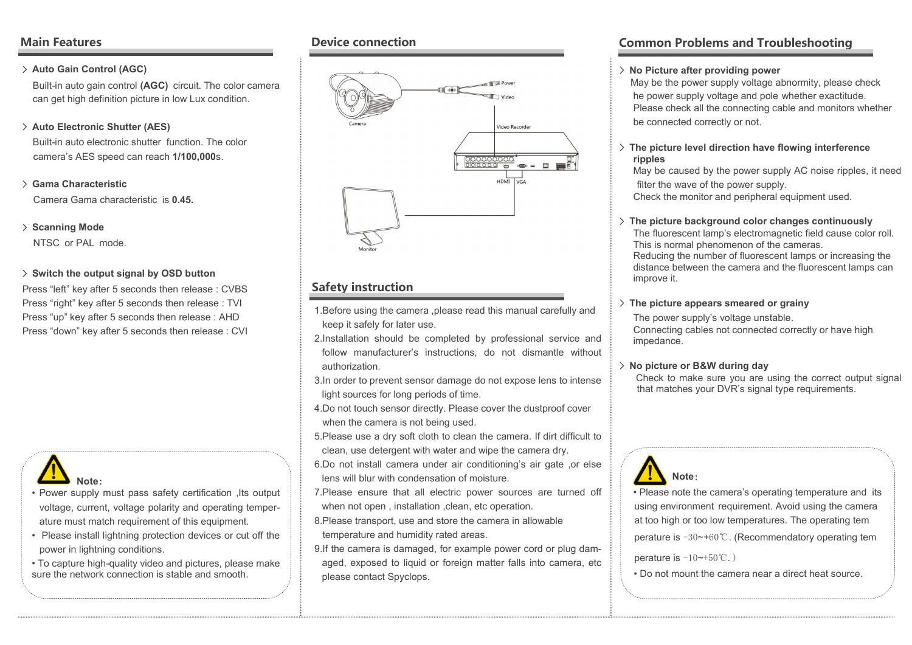## Main Features

> **Auto Gain Control (AGC)**

Built-in auto gain control **(AGC)** circuit. The color camera can get high definition picture in low Lux condition.

> **Auto Electronic Shutter (AES)**

Built-in auto electronic shutter function. The color camera's AES speed can reach **1/100,000**s.

> **Gama Characteristic**

Camera Gama characteristic is **0.45.**

> **Scanning Mode**

NTSC or PAL mode.

> **Switch the output signal by OSD button**

Press "left" key after 5 seconds then release : CVBS
Press "right" key after 5 seconds then release : TVI
Press "up" key after 5 seconds then release : AHD
Press "down" key after 5 seconds then release : CVI

**Note:**

- Power supply must pass safety certification ,Its output voltage, current, voltage polarity and operating temperature must match requirement of this equipment.
- Please install lightning protection devices or cut off the power in lightning conditions.
- To capture high-quality video and pictures, please make sure the network connection is stable and smooth.

## Device connection

Power
Video
Camera
Video Recorder
HDMI
VGA
Monitor

## Safety instruction

1. Before using the camera ,please read this manual carefully and keep it safely for later use.
2. Installation should be completed by professional service and follow manufacturer's instructions, do not dismantle without authorization.
3. In order to prevent sensor damage do not expose lens to intense light sources for long periods of time.
4. Do not touch sensor directly. Please cover the dustproof cover when the camera is not being used.
5. Please use a dry soft cloth to clean the camera. If dirt difficult to clean, use detergent with water and wipe the camera dry.
6. Do not install camera under air conditioning's air gate ,or else lens will blur with condensation of moisture.
7. Please ensure that all electric power sources are turned off when not open , installation ,clean, etc operation.
8. Please transport, use and store the camera in allowable temperature and humidity rated areas.
9. If the camera is damaged, for example power cord or plug damaged, exposed to liquid or foreign matter falls into camera, etc please contact Spyclops.

## Common Problems and Troubleshooting

> **No Picture after providing power**

May be the power supply voltage abnormity, please check he power supply voltage and pole whether exactitude.
Please check all the connecting cable and monitors whether be connected correctly or not.

> **The picture level direction have flowing interference ripples**

May be caused by the power supply AC noise ripples, it need filter the wave of the power supply.
Check the monitor and peripheral equipment used.

> **The picture background color changes continuously**

The fluorescent lamp's electromagnetic field cause color roll. This is normal phenomenon of the cameras.
Reducing the number of fluorescent lamps or increasing the distance between the camera and the fluorescent lamps can improve it.

> **The picture appears smeared or grainy**

The power supply's voltage unstable.
Connecting cables not connected correctly or have high impedance.

> **No picture or B&W during day**

Check to make sure you are using the correct output signal that matches your DVR's signal type requirements.

**Note:**

- Please note the camera's operating temperature and its using environment requirement. Avoid using the camera at too high or too low temperatures. The operating temperature is -30~+60℃. (Recommendatory operating temperature is -10~+50℃.)
- Do not mount the camera near a direct heat source.